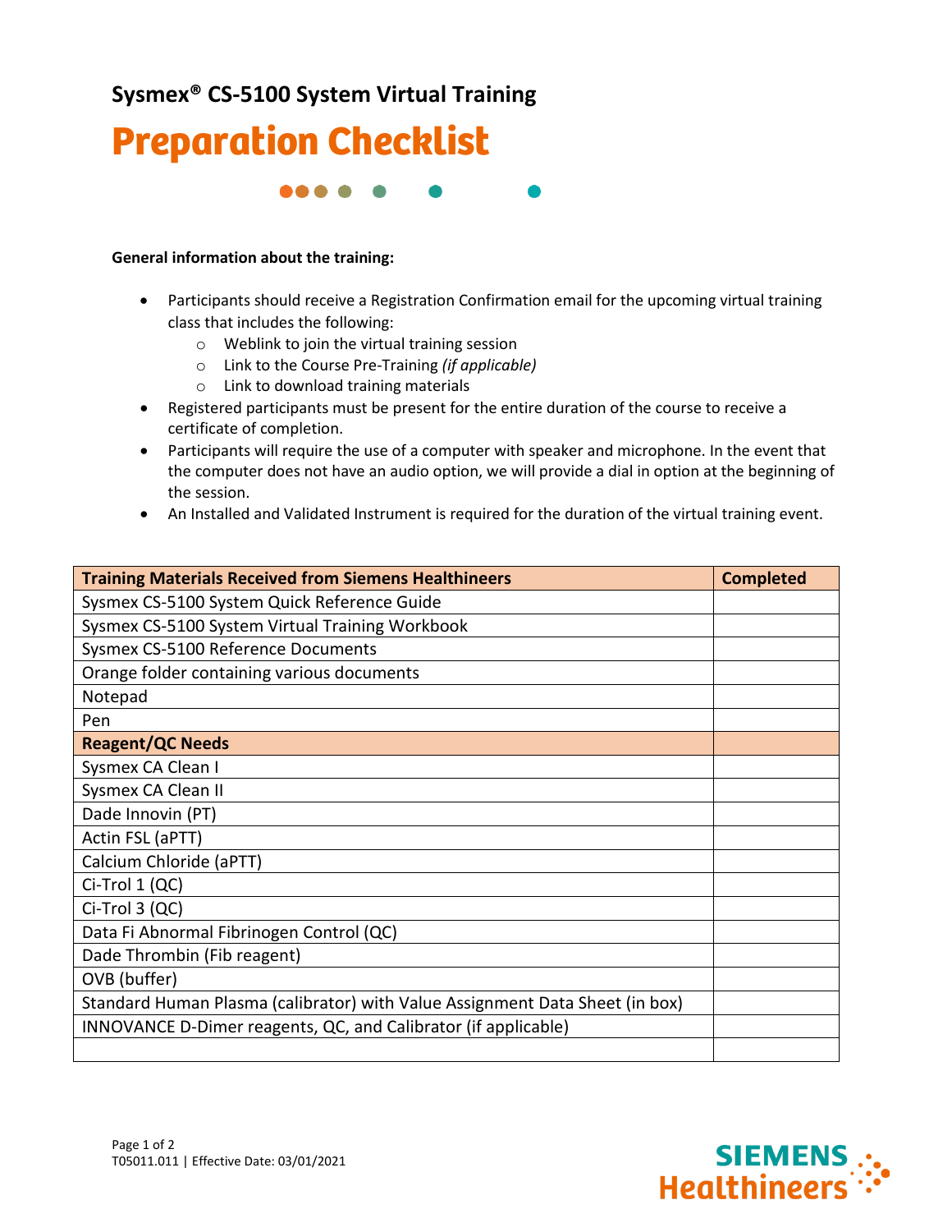**Sysmex® CS-5100 System Virtual Training**

# Preparation Checklist

**General information about the training:**

- Participants should receive a Registration Confirmation email for the upcoming virtual training class that includes the following:
  - Weblink to join the virtual training session
  - Link to the Course Pre-Training *(if applicable)*
  - Link to download training materials
- Registered participants must be present for the entire duration of the course to receive a certificate of completion.
- Participants will require the use of a computer with speaker and microphone. In the event that the computer does not have an audio option, we will provide a dial in option at the beginning of the session.
- An Installed and Validated Instrument is required for the duration of the virtual training event.

| **Training Materials Received from Siemens Healthineers** | **Completed** |
|---|---|
| Sysmex CS-5100 System Quick Reference Guide | |
| Sysmex CS-5100 System Virtual Training Workbook | |
| Sysmex CS-5100 Reference Documents | |
| Orange folder containing various documents | |
| Notepad | |
| Pen | |
| **Reagent/QC Needs** | |
| Sysmex CA Clean I | |
| Sysmex CA Clean II | |
| Dade Innovin (PT) | |
| Actin FSL (aPTT) | |
| Calcium Chloride (aPTT) | |
| Ci-Trol 1 (QC) | |
| Ci-Trol 3 (QC) | |
| Data Fi Abnormal Fibrinogen Control (QC) | |
| Dade Thrombin (Fib reagent) | |
| OVB (buffer) | |
| Standard Human Plasma (calibrator) with Value Assignment Data Sheet (in box) | |
| INNOVANCE D-Dimer reagents, QC, and Calibrator (if applicable) | |
| | |

T05011.011 | Effective Date: 03/01/2021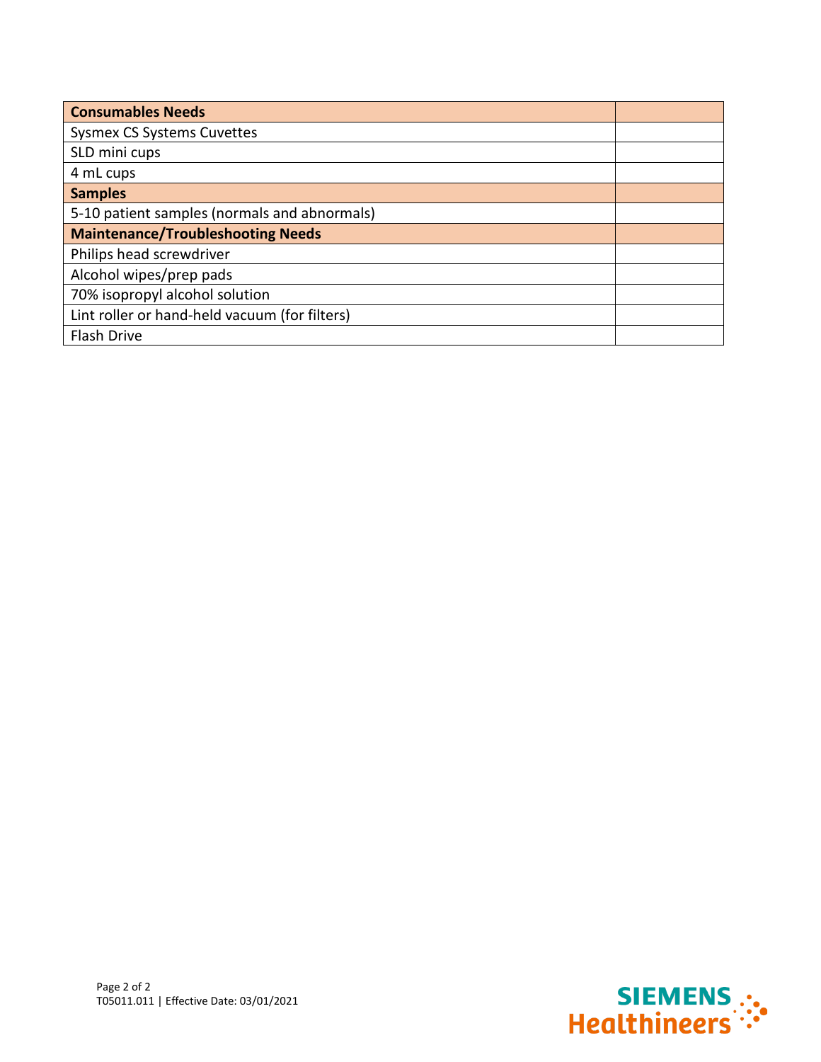| | |
|---|---|
| **Consumables Needs** | |
| Sysmex CS Systems Cuvettes | |
| SLD mini cups | |
| 4 mL cups | |
| **Samples** | |
| 5-10 patient samples (normals and abnormals) | |
| **Maintenance/Troubleshooting Needs** | |
| Philips head screwdriver | |
| Alcohol wipes/prep pads | |
| 70% isopropyl alcohol solution | |
| Lint roller or hand-held vacuum (for filters) | |
| Flash Drive | |

T05011.011 | Effective Date: 03/01/2021